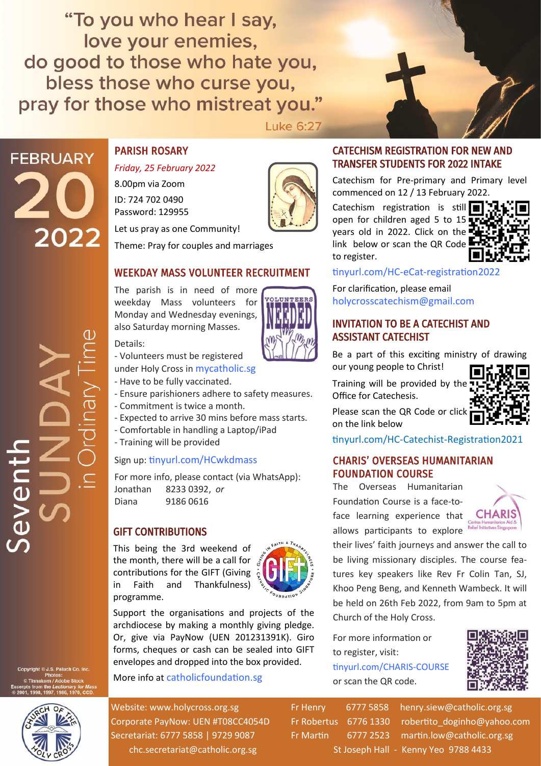"To you who hear I say,
love your enemies,
do good to those who hate you,
bless those who curse you,
pray for those who mistreat you."

Luke 6:27

FEBRUARY **20** 2022

Seventh SUNDAY in Ordinary Time

## PARISH ROSARY

*Friday, 25 February 2022*

8.00pm via Zoom
ID: 724 702 0490
Password: 129955

Let us pray as one Community!

Theme: Pray for couples and marriages

## WEEKDAY MASS VOLUNTEER RECRUITMENT

The parish is in need of more weekday Mass volunteers for Monday and Wednesday evenings, also Saturday morning Masses.

Details:

- Volunteers must be registered under Holy Cross in mycatholic.sg
- Have to be fully vaccinated.
- Ensure parishioners adhere to safety measures.
- Commitment is twice a month.
- Expected to arrive 30 mins before mass starts.
- Comfortable in handling a Laptop/iPad
- Training will be provided

Sign up: tinyurl.com/HCwkdmass

For more info, please contact (via WhatsApp):
Jonathan 8233 0392, *or*
Diana 9186 0616

## GIFT CONTRIBUTIONS

This being the 3rd weekend of the month, there will be a call for contributions for the GIFT (Giving in Faith and Thankfulness) programme.

Support the organisations and projects of the archdiocese by making a monthly giving pledge. Or, give via PayNow (UEN 201231391K). Giro forms, cheques or cash can be sealed into GIFT envelopes and dropped into the box provided.

More info at catholicfoundation.sg

## CATECHISM REGISTRATION FOR NEW AND TRANSFER STUDENTS FOR 2022 INTAKE

Catechism for Pre-primary and Primary level commenced on 12 / 13 February 2022.

Catechism registration is still open for children aged 5 to 15 years old in 2022. Click on the link below or scan the QR Code to register.

tinyurl.com/HC-eCat-registration2022

For clarification, please email holycrosscatechism@gmail.com

## INVITATION TO BE A CATECHIST AND ASSISTANT CATECHIST

Be a part of this exciting ministry of drawing our young people to Christ!

Training will be provided by the Office for Catechesis.

Please scan the QR Code or click on the link below

tinyurl.com/HC-Catechist-Registration2021

## CHARIS' OVERSEAS HUMANITARIAN FOUNDATION COURSE

The Overseas Humanitarian Foundation Course is a face-to-face learning experience that allows participants to explore their lives' faith journeys and answer the call to be living missionary disciples. The course features key speakers like Rev Fr Colin Tan, SJ, Khoo Peng Beng, and Kenneth Wambeck. It will be held on 26th Feb 2022, from 9am to 5pm at Church of the Holy Cross.

For more information or to register, visit:
tinyurl.com/CHARIS-COURSE
or scan the QR code.

Copyright © J.S. Paluch Co. Inc.
Photos: © Tinnakorn / Adobe Stock
Excerpts from the *Lectionary for Mass* © 2001, 1998, 1997, 1986, 1970, CCD.

Website: www.holycross.org.sg
Corporate PayNow: UEN #T08CC4054D
Secretariat: 6777 5858 | 9729 9087
chc.secretariat@catholic.org.sg

Fr Henry 6777 5858 henry.siew@catholic.org.sg
Fr Robertus 6776 1330 robertito_doginho@yahoo.com
Fr Martin 6777 2523 martin.low@catholic.org.sg
St Joseph Hall - Kenny Yeo 9788 4433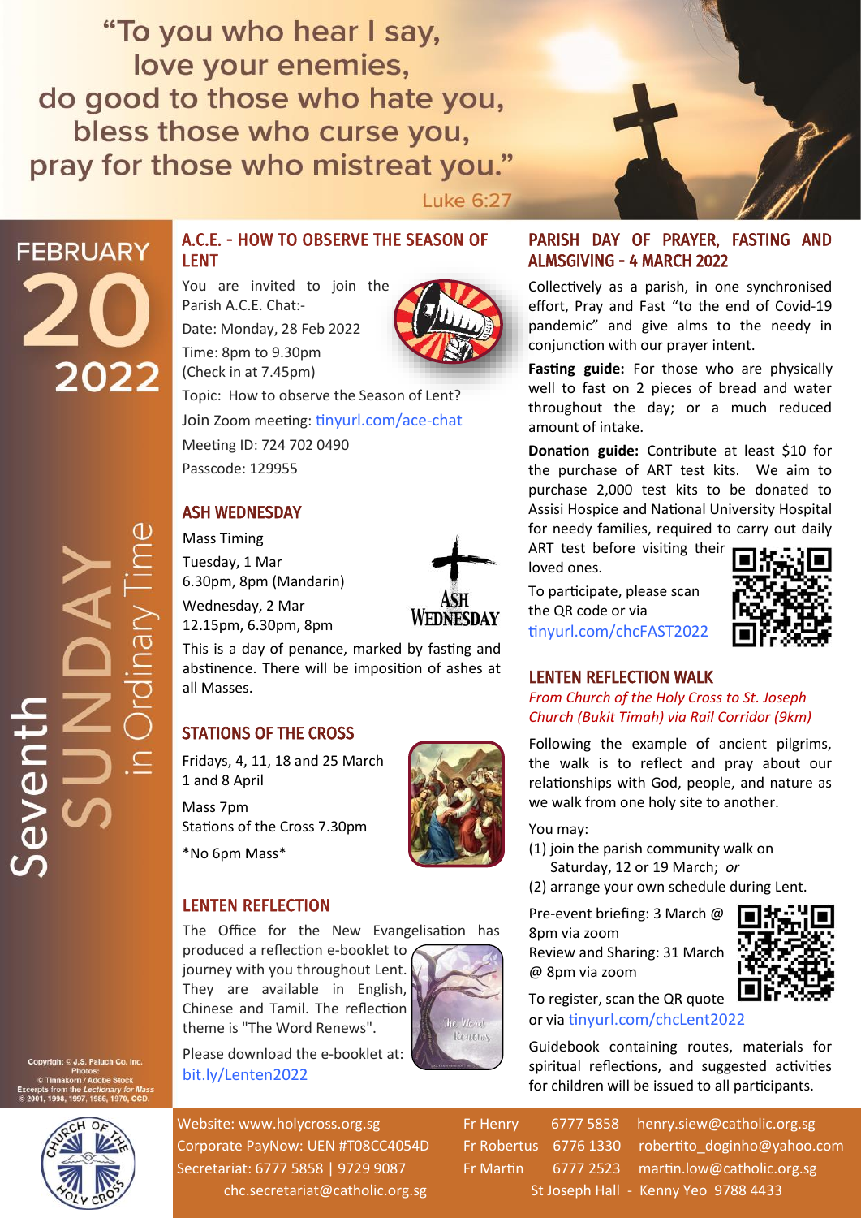"To you who hear I say,
love your enemies,
do good to those who hate you,
bless those who curse you,
pray for those who mistreat you."

Luke 6:27

FEBRUARY 20 2022

Seventh SUNDAY in Ordinary Time

## A.C.E. - HOW TO OBSERVE THE SEASON OF LENT

You are invited to join the Parish A.C.E. Chat:-

Date: Monday, 28 Feb 2022

Time: 8pm to 9.30pm
(Check in at 7.45pm)

Topic: How to observe the Season of Lent?

Join Zoom meeting: tinyurl.com/ace-chat

Meeting ID: 724 702 0490

Passcode: 129955

## ASH WEDNESDAY

Mass Timing

Tuesday, 1 Mar
6.30pm, 8pm (Mandarin)

Wednesday, 2 Mar
12.15pm, 6.30pm, 8pm

This is a day of penance, marked by fasting and abstinence. There will be imposition of ashes at all Masses.

## STATIONS OF THE CROSS

Fridays, 4, 11, 18 and 25 March
1 and 8 April

Mass 7pm
Stations of the Cross 7.30pm

\*No 6pm Mass\*

## LENTEN REFLECTION

The Office for the New Evangelisation has produced a reflection e-booklet to journey with you throughout Lent. They are available in English, Chinese and Tamil. The reflection theme is "The Word Renews".

Please download the e-booklet at: bit.ly/Lenten2022

## PARISH DAY OF PRAYER, FASTING AND ALMSGIVING - 4 MARCH 2022

Collectively as a parish, in one synchronised effort, Pray and Fast "to the end of Covid-19 pandemic" and give alms to the needy in conjunction with our prayer intent.

**Fasting guide:** For those who are physically well to fast on 2 pieces of bread and water throughout the day; or a much reduced amount of intake.

**Donation guide:** Contribute at least $10 for the purchase of ART test kits. We aim to purchase 2,000 test kits to be donated to Assisi Hospice and National University Hospital for needy families, required to carry out daily ART test before visiting their loved ones.

To participate, please scan the QR code or via tinyurl.com/chcFAST2022

## LENTEN REFLECTION WALK

*From Church of the Holy Cross to St. Joseph Church (Bukit Timah) via Rail Corridor (9km)*

Following the example of ancient pilgrims, the walk is to reflect and pray about our relationships with God, people, and nature as we walk from one holy site to another.

You may:

(1) join the parish community walk on Saturday, 12 or 19 March; *or*

(2) arrange your own schedule during Lent.

Pre-event briefing: 3 March @ 8pm via zoom

Review and Sharing: 31 March @ 8pm via zoom

To register, scan the QR quote or via tinyurl.com/chcLent2022

Guidebook containing routes, materials for spiritual reflections, and suggested activities for children will be issued to all participants.

Copyright © J.S. Paluch Co. Inc.
Photos:
© Tinnakorn / Adobe Stock
Excerpts from the *Lectionary for Mass* © 2001, 1998, 1997, 1986, 1970, CCD.

Website: www.holycross.org.sg
Corporate PayNow: UEN #T08CC4054D
Secretariat: 6777 5858 | 9729 9087
chc.secretariat@catholic.org.sg

| | | |
|---|---|---|
| Fr Henry | 6777 5858 | henry.siew@catholic.org.sg |
| Fr Robertus | 6776 1330 | robertito_doginho@yahoo.com |
| Fr Martin | 6777 2523 | martin.low@catholic.org.sg |

St Joseph Hall - Kenny Yeo 9788 4433